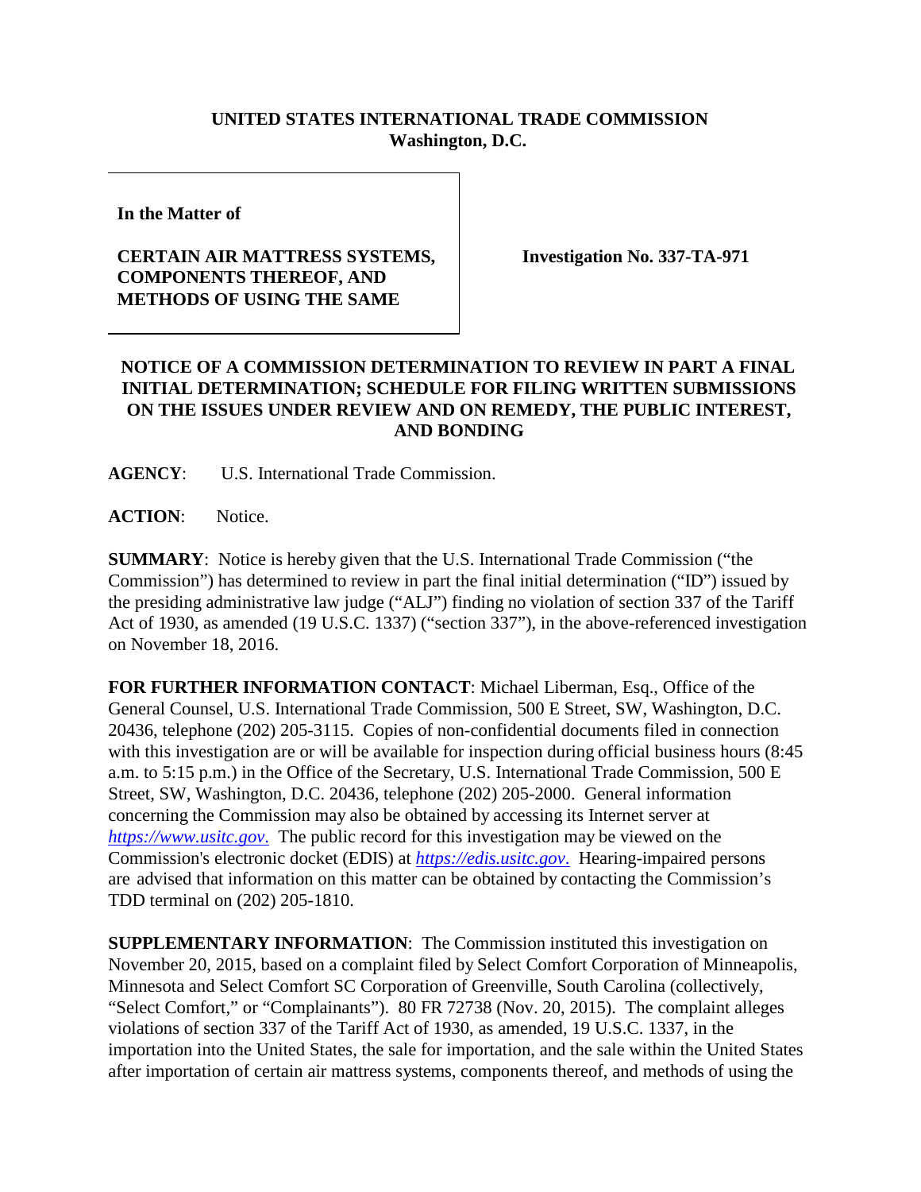**UNITED STATES INTERNATIONAL TRADE COMMISSION**
**Washington, D.C.**

**In the Matter of**

**CERTAIN AIR MATTRESS SYSTEMS, COMPONENTS THEREOF, AND METHODS OF USING THE SAME**

**Investigation No. 337-TA-971**

**NOTICE OF A COMMISSION DETERMINATION TO REVIEW IN PART A FINAL INITIAL DETERMINATION; SCHEDULE FOR FILING WRITTEN SUBMISSIONS ON THE ISSUES UNDER REVIEW AND ON REMEDY, THE PUBLIC INTEREST, AND BONDING**

**AGENCY**: U.S. International Trade Commission.

**ACTION**: Notice.

**SUMMARY**: Notice is hereby given that the U.S. International Trade Commission ("the Commission") has determined to review in part the final initial determination ("ID") issued by the presiding administrative law judge ("ALJ") finding no violation of section 337 of the Tariff Act of 1930, as amended (19 U.S.C. 1337) ("section 337"), in the above-referenced investigation on November 18, 2016.

**FOR FURTHER INFORMATION CONTACT**: Michael Liberman, Esq., Office of the General Counsel, U.S. International Trade Commission, 500 E Street, SW, Washington, D.C. 20436, telephone (202) 205-3115. Copies of non-confidential documents filed in connection with this investigation are or will be available for inspection during official business hours (8:45 a.m. to 5:15 p.m.) in the Office of the Secretary, U.S. International Trade Commission, 500 E Street, SW, Washington, D.C. 20436, telephone (202) 205-2000. General information concerning the Commission may also be obtained by accessing its Internet server at *https://www.usitc.gov*. The public record for this investigation may be viewed on the Commission's electronic docket (EDIS) at *https://edis.usitc.gov*. Hearing-impaired persons are advised that information on this matter can be obtained by contacting the Commission's TDD terminal on (202) 205-1810.

**SUPPLEMENTARY INFORMATION**: The Commission instituted this investigation on November 20, 2015, based on a complaint filed by Select Comfort Corporation of Minneapolis, Minnesota and Select Comfort SC Corporation of Greenville, South Carolina (collectively, "Select Comfort," or "Complainants"). 80 FR 72738 (Nov. 20, 2015). The complaint alleges violations of section 337 of the Tariff Act of 1930, as amended, 19 U.S.C. 1337, in the importation into the United States, the sale for importation, and the sale within the United States after importation of certain air mattress systems, components thereof, and methods of using the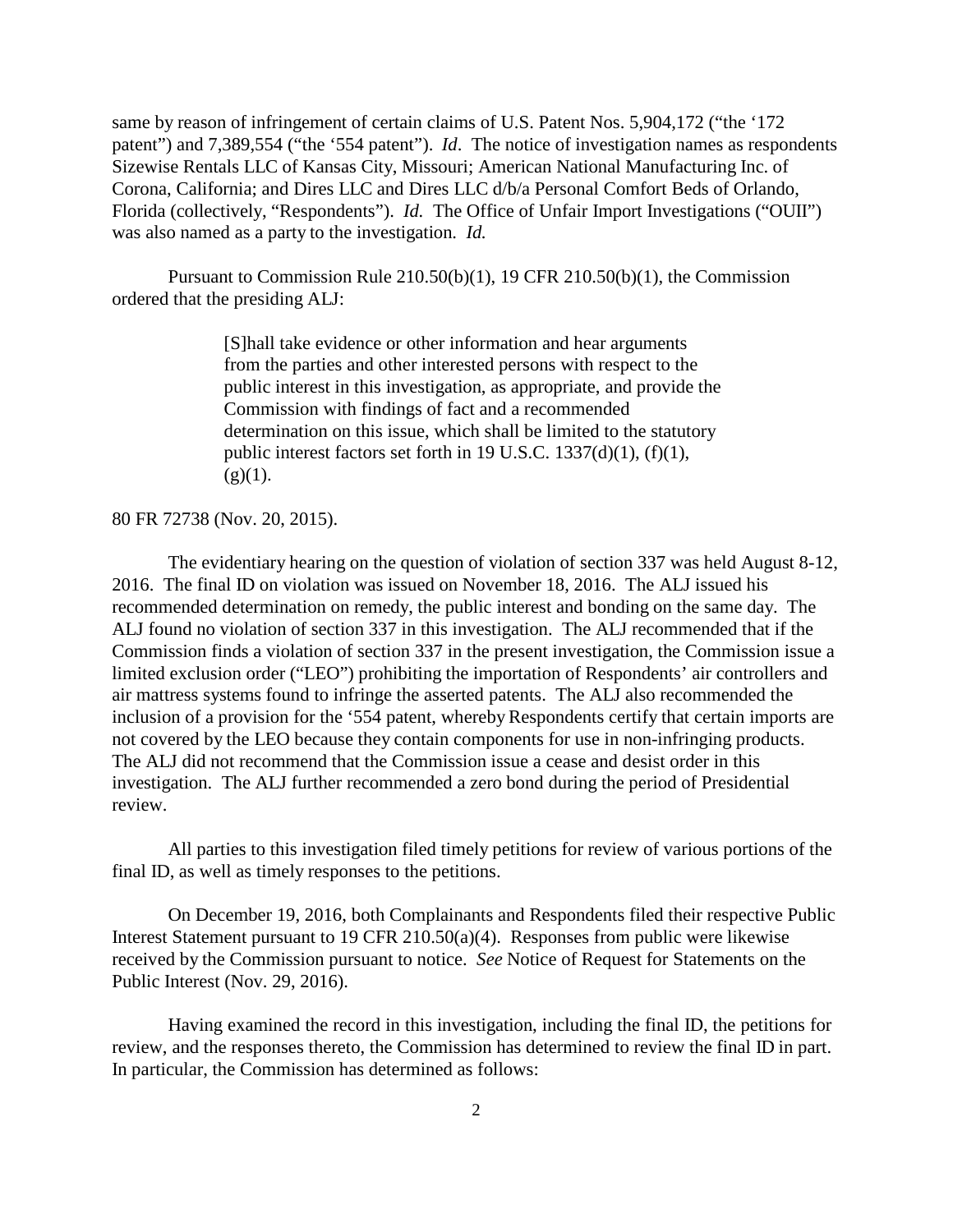same by reason of infringement of certain claims of U.S. Patent Nos. 5,904,172 ("the '172 patent") and 7,389,554 ("the '554 patent"). *Id*. The notice of investigation names as respondents Sizewise Rentals LLC of Kansas City, Missouri; American National Manufacturing Inc. of Corona, California; and Dires LLC and Dires LLC d/b/a Personal Comfort Beds of Orlando, Florida (collectively, "Respondents"). *Id.* The Office of Unfair Import Investigations ("OUII") was also named as a party to the investigation. *Id.*

Pursuant to Commission Rule 210.50(b)(1), 19 CFR 210.50(b)(1), the Commission ordered that the presiding ALJ:

> [S]hall take evidence or other information and hear arguments from the parties and other interested persons with respect to the public interest in this investigation, as appropriate, and provide the Commission with findings of fact and a recommended determination on this issue, which shall be limited to the statutory public interest factors set forth in 19 U.S.C. 1337(d)(1), (f)(1), (g)(1).

80 FR 72738 (Nov. 20, 2015).

The evidentiary hearing on the question of violation of section 337 was held August 8-12, 2016. The final ID on violation was issued on November 18, 2016. The ALJ issued his recommended determination on remedy, the public interest and bonding on the same day. The ALJ found no violation of section 337 in this investigation. The ALJ recommended that if the Commission finds a violation of section 337 in the present investigation, the Commission issue a limited exclusion order ("LEO") prohibiting the importation of Respondents' air controllers and air mattress systems found to infringe the asserted patents. The ALJ also recommended the inclusion of a provision for the '554 patent, whereby Respondents certify that certain imports are not covered by the LEO because they contain components for use in non-infringing products. The ALJ did not recommend that the Commission issue a cease and desist order in this investigation. The ALJ further recommended a zero bond during the period of Presidential review.

All parties to this investigation filed timely petitions for review of various portions of the final ID, as well as timely responses to the petitions.

On December 19, 2016, both Complainants and Respondents filed their respective Public Interest Statement pursuant to 19 CFR 210.50(a)(4). Responses from public were likewise received by the Commission pursuant to notice. *See* Notice of Request for Statements on the Public Interest (Nov. 29, 2016).

Having examined the record in this investigation, including the final ID, the petitions for review, and the responses thereto, the Commission has determined to review the final ID in part. In particular, the Commission has determined as follows: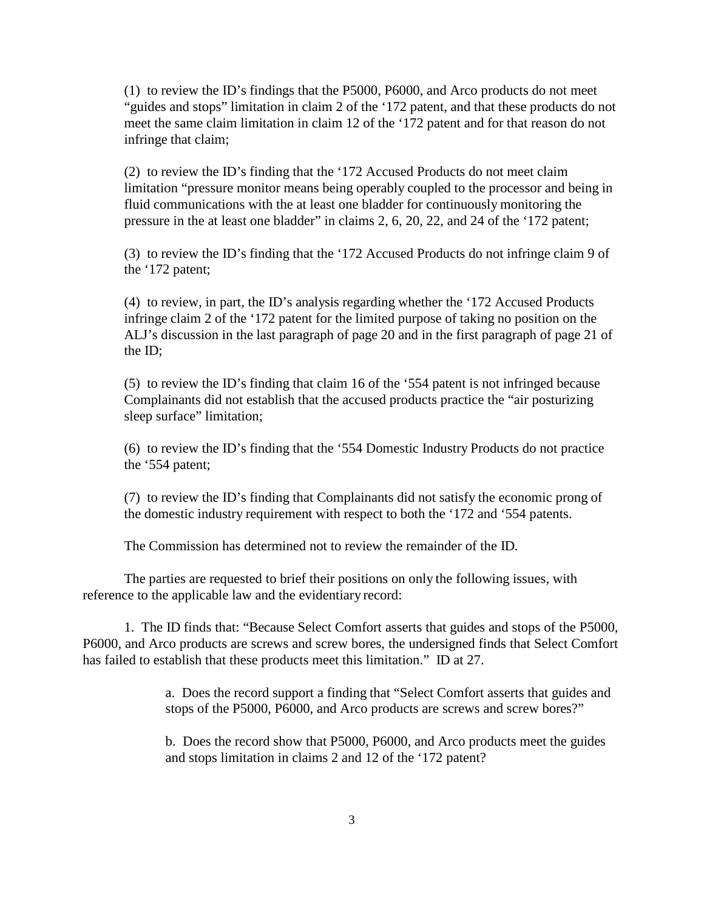(1) to review the ID's findings that the P5000, P6000, and Arco products do not meet "guides and stops" limitation in claim 2 of the '172 patent, and that these products do not meet the same claim limitation in claim 12 of the '172 patent and for that reason do not infringe that claim;

(2) to review the ID's finding that the '172 Accused Products do not meet claim limitation "pressure monitor means being operably coupled to the processor and being in fluid communications with the at least one bladder for continuously monitoring the pressure in the at least one bladder" in claims 2, 6, 20, 22, and 24 of the '172 patent;

(3) to review the ID's finding that the '172 Accused Products do not infringe claim 9 of the '172 patent;

(4) to review, in part, the ID's analysis regarding whether the '172 Accused Products infringe claim 2 of the '172 patent for the limited purpose of taking no position on the ALJ's discussion in the last paragraph of page 20 and in the first paragraph of page 21 of the ID;

(5) to review the ID's finding that claim 16 of the '554 patent is not infringed because Complainants did not establish that the accused products practice the "air posturizing sleep surface" limitation;

(6) to review the ID's finding that the '554 Domestic Industry Products do not practice the '554 patent;

(7) to review the ID's finding that Complainants did not satisfy the economic prong of the domestic industry requirement with respect to both the '172 and '554 patents.

The Commission has determined not to review the remainder of the ID.

The parties are requested to brief their positions on only the following issues, with reference to the applicable law and the evidentiary record:

1. The ID finds that: "Because Select Comfort asserts that guides and stops of the P5000, P6000, and Arco products are screws and screw bores, the undersigned finds that Select Comfort has failed to establish that these products meet this limitation." ID at 27.

> a. Does the record support a finding that "Select Comfort asserts that guides and stops of the P5000, P6000, and Arco products are screws and screw bores?"
>
> b. Does the record show that P5000, P6000, and Arco products meet the guides and stops limitation in claims 2 and 12 of the '172 patent?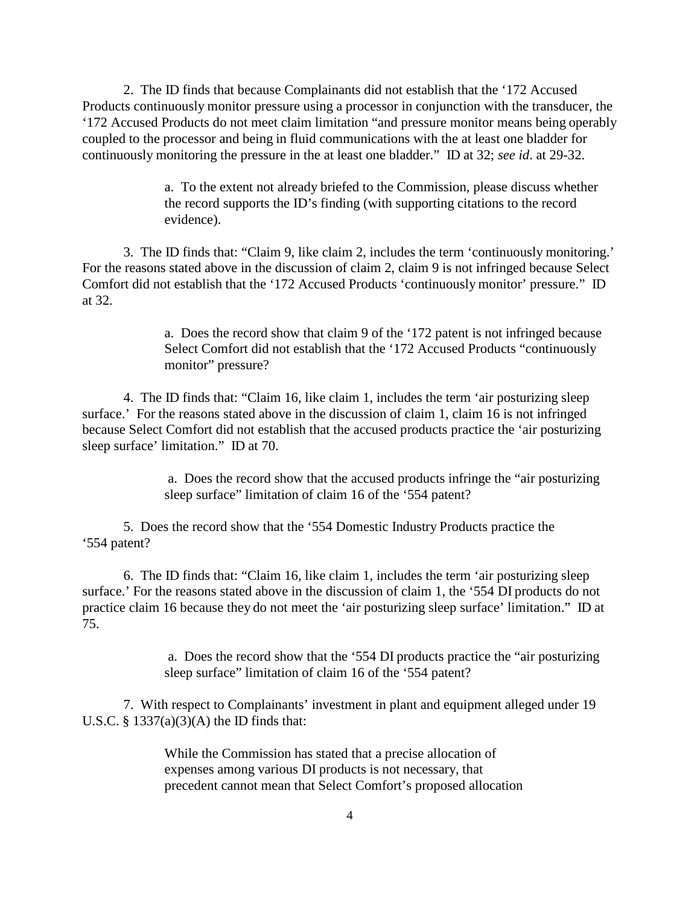2. The ID finds that because Complainants did not establish that the '172 Accused Products continuously monitor pressure using a processor in conjunction with the transducer, the '172 Accused Products do not meet claim limitation "and pressure monitor means being operably coupled to the processor and being in fluid communications with the at least one bladder for continuously monitoring the pressure in the at least one bladder." ID at 32; *see id*. at 29-32.

> a. To the extent not already briefed to the Commission, please discuss whether the record supports the ID's finding (with supporting citations to the record evidence).

3. The ID finds that: "Claim 9, like claim 2, includes the term 'continuously monitoring.' For the reasons stated above in the discussion of claim 2, claim 9 is not infringed because Select Comfort did not establish that the '172 Accused Products 'continuously monitor' pressure." ID at 32.

> a. Does the record show that claim 9 of the '172 patent is not infringed because Select Comfort did not establish that the '172 Accused Products "continuously monitor" pressure?

4. The ID finds that: "Claim 16, like claim 1, includes the term 'air posturizing sleep surface.' For the reasons stated above in the discussion of claim 1, claim 16 is not infringed because Select Comfort did not establish that the accused products practice the 'air posturizing sleep surface' limitation." ID at 70.

> a. Does the record show that the accused products infringe the "air posturizing sleep surface" limitation of claim 16 of the '554 patent?

5. Does the record show that the '554 Domestic Industry Products practice the '554 patent?

6. The ID finds that: "Claim 16, like claim 1, includes the term 'air posturizing sleep surface.' For the reasons stated above in the discussion of claim 1, the '554 DI products do not practice claim 16 because they do not meet the 'air posturizing sleep surface' limitation." ID at 75.

> a. Does the record show that the '554 DI products practice the "air posturizing sleep surface" limitation of claim 16 of the '554 patent?

7. With respect to Complainants' investment in plant and equipment alleged under 19 U.S.C. § 1337(a)(3)(A) the ID finds that:

> While the Commission has stated that a precise allocation of expenses among various DI products is not necessary, that precedent cannot mean that Select Comfort's proposed allocation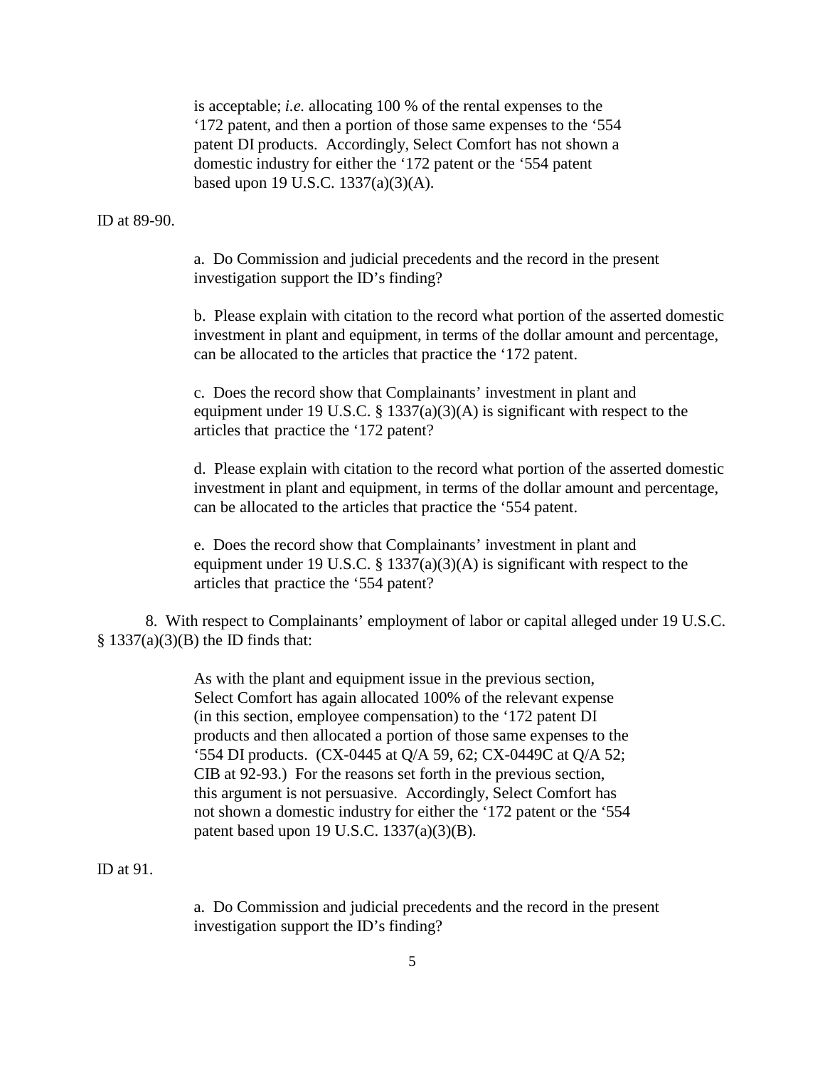> is acceptable; *i.e.* allocating 100 % of the rental expenses to the '172 patent, and then a portion of those same expenses to the '554 patent DI products. Accordingly, Select Comfort has not shown a domestic industry for either the '172 patent or the '554 patent based upon 19 U.S.C. 1337(a)(3)(A).

ID at 89-90.

> a. Do Commission and judicial precedents and the record in the present investigation support the ID's finding?
>
> b. Please explain with citation to the record what portion of the asserted domestic investment in plant and equipment, in terms of the dollar amount and percentage, can be allocated to the articles that practice the '172 patent.
>
> c. Does the record show that Complainants' investment in plant and equipment under 19 U.S.C. § 1337(a)(3)(A) is significant with respect to the articles that practice the '172 patent?
>
> d. Please explain with citation to the record what portion of the asserted domestic investment in plant and equipment, in terms of the dollar amount and percentage, can be allocated to the articles that practice the '554 patent.
>
> e. Does the record show that Complainants' investment in plant and equipment under 19 U.S.C. § 1337(a)(3)(A) is significant with respect to the articles that practice the '554 patent?

8. With respect to Complainants' employment of labor or capital alleged under 19 U.S.C. § 1337(a)(3)(B) the ID finds that:

> As with the plant and equipment issue in the previous section, Select Comfort has again allocated 100% of the relevant expense (in this section, employee compensation) to the '172 patent DI products and then allocated a portion of those same expenses to the '554 DI products. (CX-0445 at Q/A 59, 62; CX-0449C at Q/A 52; CIB at 92-93.) For the reasons set forth in the previous section, this argument is not persuasive. Accordingly, Select Comfort has not shown a domestic industry for either the '172 patent or the '554 patent based upon 19 U.S.C. 1337(a)(3)(B).

ID at 91.

> a. Do Commission and judicial precedents and the record in the present investigation support the ID's finding?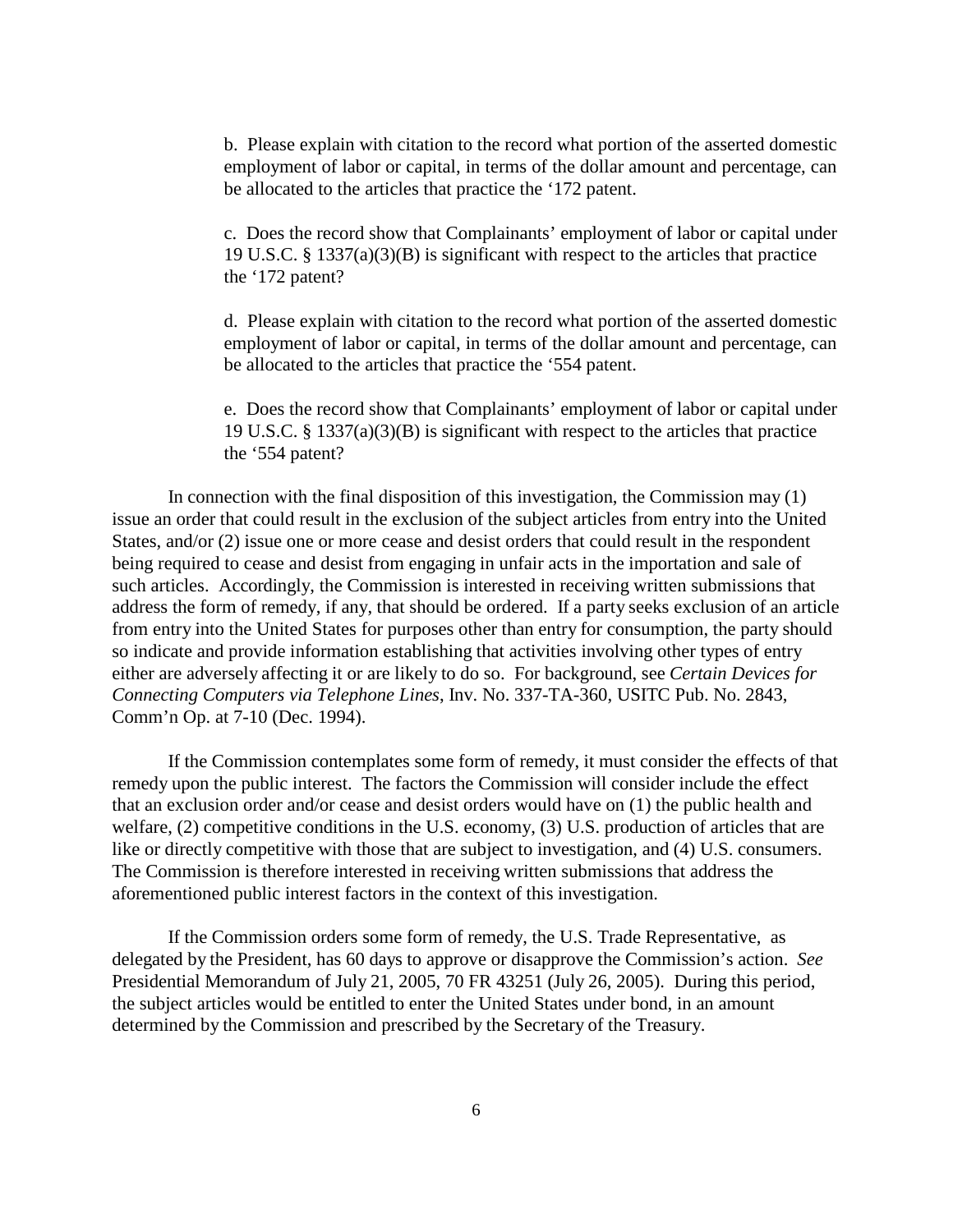b. Please explain with citation to the record what portion of the asserted domestic employment of labor or capital, in terms of the dollar amount and percentage, can be allocated to the articles that practice the '172 patent.

c. Does the record show that Complainants' employment of labor or capital under 19 U.S.C. § 1337(a)(3)(B) is significant with respect to the articles that practice the '172 patent?

d. Please explain with citation to the record what portion of the asserted domestic employment of labor or capital, in terms of the dollar amount and percentage, can be allocated to the articles that practice the '554 patent.

e. Does the record show that Complainants' employment of labor or capital under 19 U.S.C. § 1337(a)(3)(B) is significant with respect to the articles that practice the '554 patent?

In connection with the final disposition of this investigation, the Commission may (1) issue an order that could result in the exclusion of the subject articles from entry into the United States, and/or (2) issue one or more cease and desist orders that could result in the respondent being required to cease and desist from engaging in unfair acts in the importation and sale of such articles. Accordingly, the Commission is interested in receiving written submissions that address the form of remedy, if any, that should be ordered. If a party seeks exclusion of an article from entry into the United States for purposes other than entry for consumption, the party should so indicate and provide information establishing that activities involving other types of entry either are adversely affecting it or are likely to do so. For background, see *Certain Devices for Connecting Computers via Telephone Lines*, Inv. No. 337-TA-360, USITC Pub. No. 2843, Comm'n Op. at 7-10 (Dec. 1994).

If the Commission contemplates some form of remedy, it must consider the effects of that remedy upon the public interest. The factors the Commission will consider include the effect that an exclusion order and/or cease and desist orders would have on (1) the public health and welfare, (2) competitive conditions in the U.S. economy, (3) U.S. production of articles that are like or directly competitive with those that are subject to investigation, and (4) U.S. consumers. The Commission is therefore interested in receiving written submissions that address the aforementioned public interest factors in the context of this investigation.

If the Commission orders some form of remedy, the U.S. Trade Representative, as delegated by the President, has 60 days to approve or disapprove the Commission's action. *See* Presidential Memorandum of July 21, 2005, 70 FR 43251 (July 26, 2005). During this period, the subject articles would be entitled to enter the United States under bond, in an amount determined by the Commission and prescribed by the Secretary of the Treasury.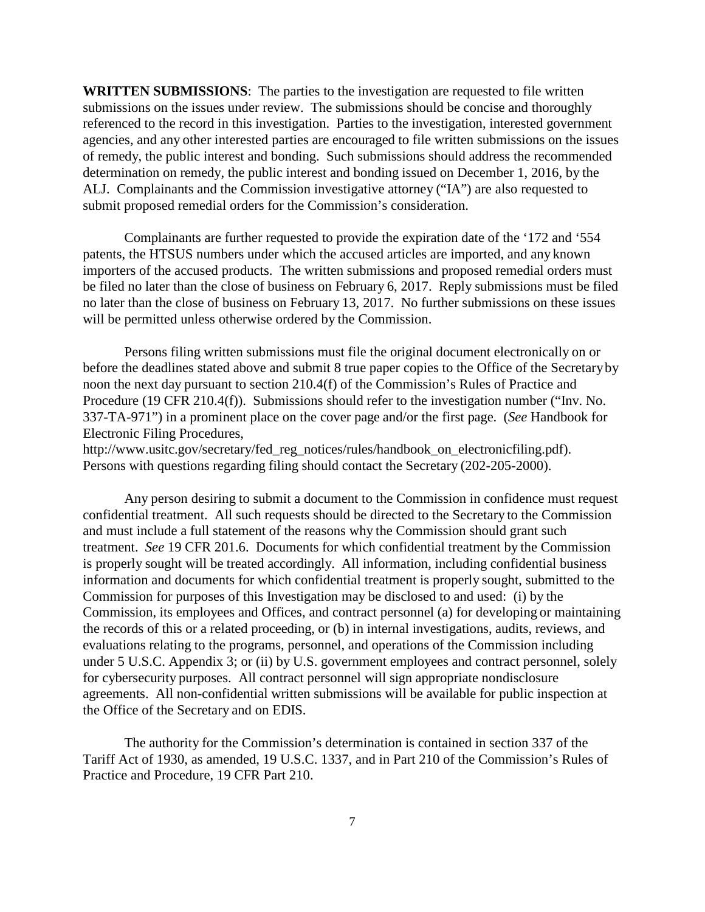**WRITTEN SUBMISSIONS**: The parties to the investigation are requested to file written submissions on the issues under review. The submissions should be concise and thoroughly referenced to the record in this investigation. Parties to the investigation, interested government agencies, and any other interested parties are encouraged to file written submissions on the issues of remedy, the public interest and bonding. Such submissions should address the recommended determination on remedy, the public interest and bonding issued on December 1, 2016, by the ALJ. Complainants and the Commission investigative attorney ("IA") are also requested to submit proposed remedial orders for the Commission's consideration.

Complainants are further requested to provide the expiration date of the '172 and '554 patents, the HTSUS numbers under which the accused articles are imported, and any known importers of the accused products. The written submissions and proposed remedial orders must be filed no later than the close of business on February 6, 2017. Reply submissions must be filed no later than the close of business on February 13, 2017. No further submissions on these issues will be permitted unless otherwise ordered by the Commission.

Persons filing written submissions must file the original document electronically on or before the deadlines stated above and submit 8 true paper copies to the Office of the Secretary by noon the next day pursuant to section 210.4(f) of the Commission's Rules of Practice and Procedure (19 CFR 210.4(f)). Submissions should refer to the investigation number ("Inv. No. 337-TA-971") in a prominent place on the cover page and/or the first page. (*See* Handbook for Electronic Filing Procedures, http://www.usitc.gov/secretary/fed_reg_notices/rules/handbook_on_electronicfiling.pdf). Persons with questions regarding filing should contact the Secretary (202-205-2000).

Any person desiring to submit a document to the Commission in confidence must request confidential treatment. All such requests should be directed to the Secretary to the Commission and must include a full statement of the reasons why the Commission should grant such treatment. *See* 19 CFR 201.6. Documents for which confidential treatment by the Commission is properly sought will be treated accordingly. All information, including confidential business information and documents for which confidential treatment is properly sought, submitted to the Commission for purposes of this Investigation may be disclosed to and used: (i) by the Commission, its employees and Offices, and contract personnel (a) for developing or maintaining the records of this or a related proceeding, or (b) in internal investigations, audits, reviews, and evaluations relating to the programs, personnel, and operations of the Commission including under 5 U.S.C. Appendix 3; or (ii) by U.S. government employees and contract personnel, solely for cybersecurity purposes. All contract personnel will sign appropriate nondisclosure agreements. All non-confidential written submissions will be available for public inspection at the Office of the Secretary and on EDIS.

The authority for the Commission's determination is contained in section 337 of the Tariff Act of 1930, as amended, 19 U.S.C. 1337, and in Part 210 of the Commission's Rules of Practice and Procedure, 19 CFR Part 210.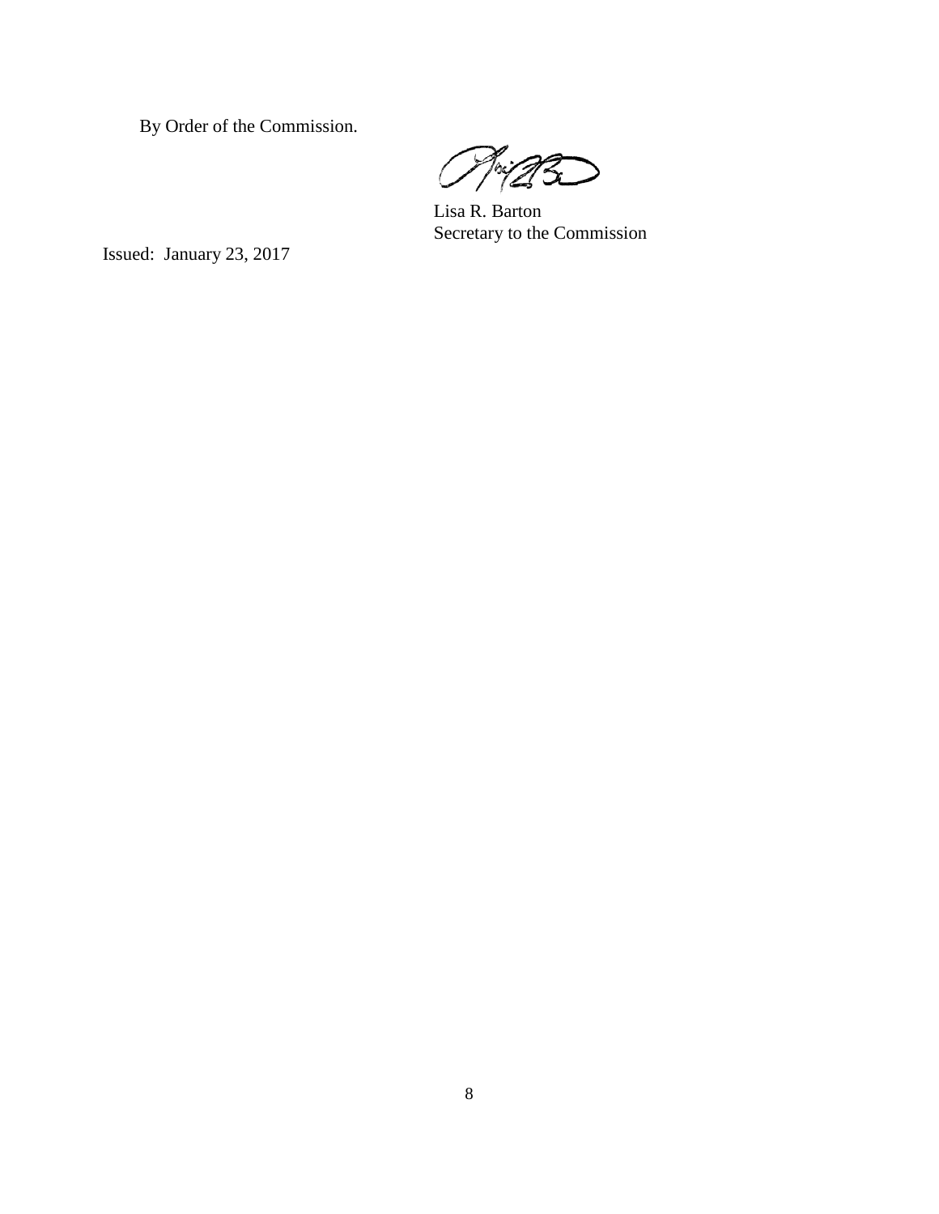By Order of the Commission.

Lisa R. Barton
Secretary to the Commission

Issued: January 23, 2017